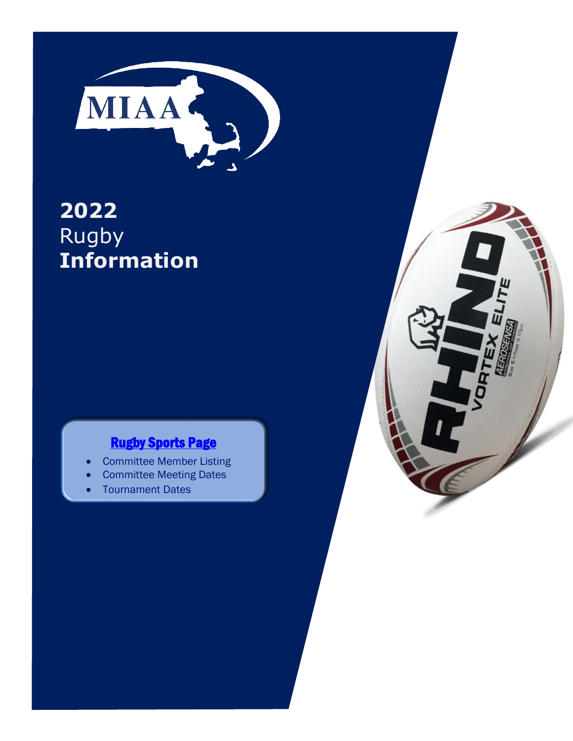# 2022 Rugby Information

**Rugby Sports Page**

- Committee Member Listing
- Committee Meeting Dates
- Tournament Dates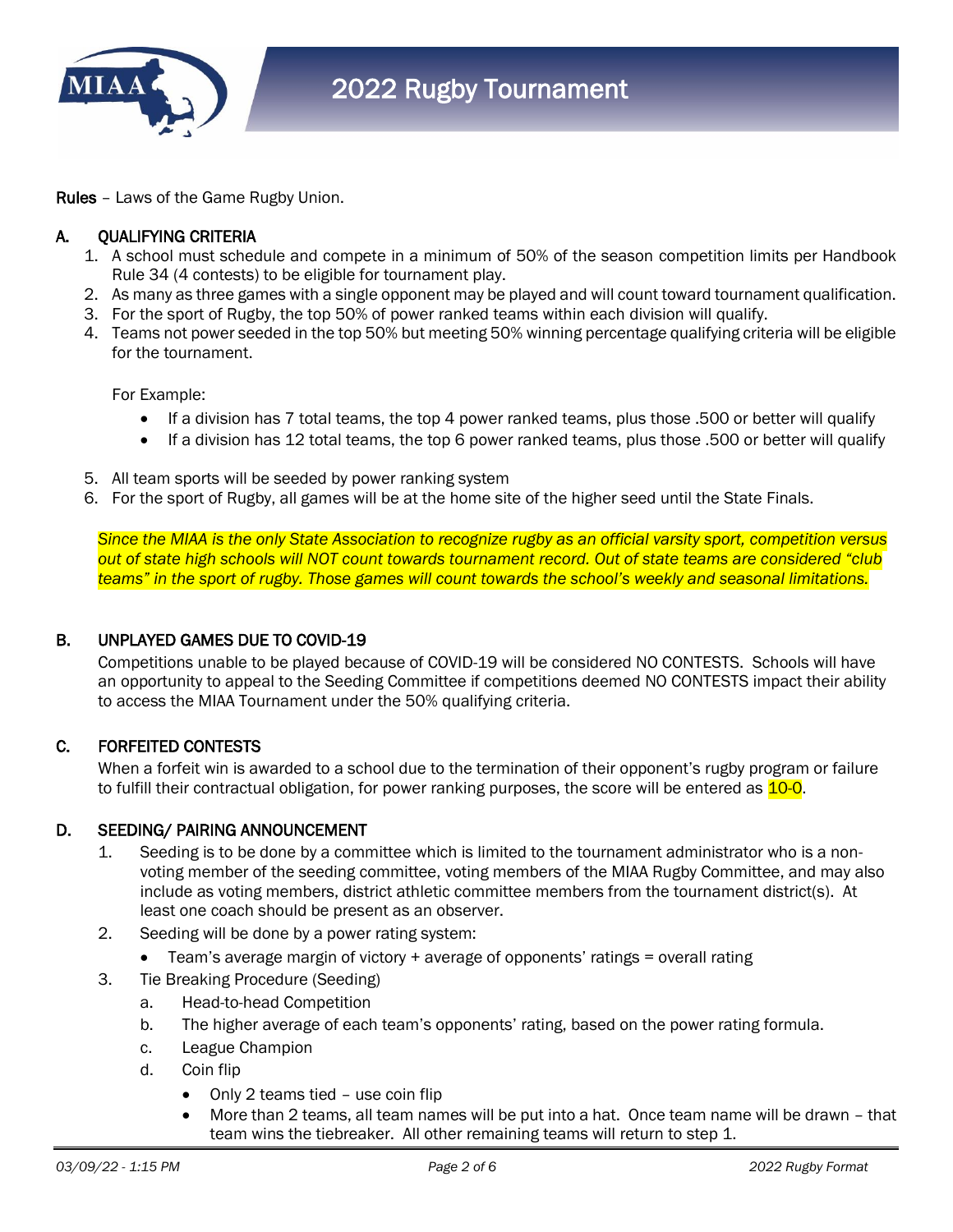**Rules** – Laws of the Game Rugby Union.

## A. QUALIFYING CRITERIA

1. A school must schedule and compete in a minimum of 50% of the season competition limits per Handbook Rule 34 (4 contests) to be eligible for tournament play.
2. As many as three games with a single opponent may be played and will count toward tournament qualification.
3. For the sport of Rugby, the top 50% of power ranked teams within each division will qualify.
4. Teams not power seeded in the top 50% but meeting 50% winning percentage qualifying criteria will be eligible for the tournament.

   For Example:

   - If a division has 7 total teams, the top 4 power ranked teams, plus those .500 or better will qualify
   - If a division has 12 total teams, the top 6 power ranked teams, plus those .500 or better will qualify

5. All team sports will be seeded by power ranking system
6. For the sport of Rugby, all games will be at the home site of the higher seed until the State Finals.

*Since the MIAA is the only State Association to recognize rugby as an official varsity sport, competition versus out of state high schools will NOT count towards tournament record. Out of state teams are considered "club teams" in the sport of rugby. Those games will count towards the school's weekly and seasonal limitations.*

## B. UNPLAYED GAMES DUE TO COVID-19

Competitions unable to be played because of COVID-19 will be considered NO CONTESTS. Schools will have an opportunity to appeal to the Seeding Committee if competitions deemed NO CONTESTS impact their ability to access the MIAA Tournament under the 50% qualifying criteria.

## C. FORFEITED CONTESTS

When a forfeit win is awarded to a school due to the termination of their opponent's rugby program or failure to fulfill their contractual obligation, for power ranking purposes, the score will be entered as 10-0.

## D. SEEDING/ PAIRING ANNOUNCEMENT

1. Seeding is to be done by a committee which is limited to the tournament administrator who is a non-voting member of the seeding committee, voting members of the MIAA Rugby Committee, and may also include as voting members, district athletic committee members from the tournament district(s). At least one coach should be present as an observer.
2. Seeding will be done by a power rating system:
   - Team's average margin of victory + average of opponents' ratings = overall rating
3. Tie Breaking Procedure (Seeding)
   a. Head-to-head Competition
   b. The higher average of each team's opponents' rating, based on the power rating formula.
   c. League Champion
   d. Coin flip
      - Only 2 teams tied – use coin flip
      - More than 2 teams, all team names will be put into a hat. Once team name will be drawn – that team wins the tiebreaker. All other remaining teams will return to step 1.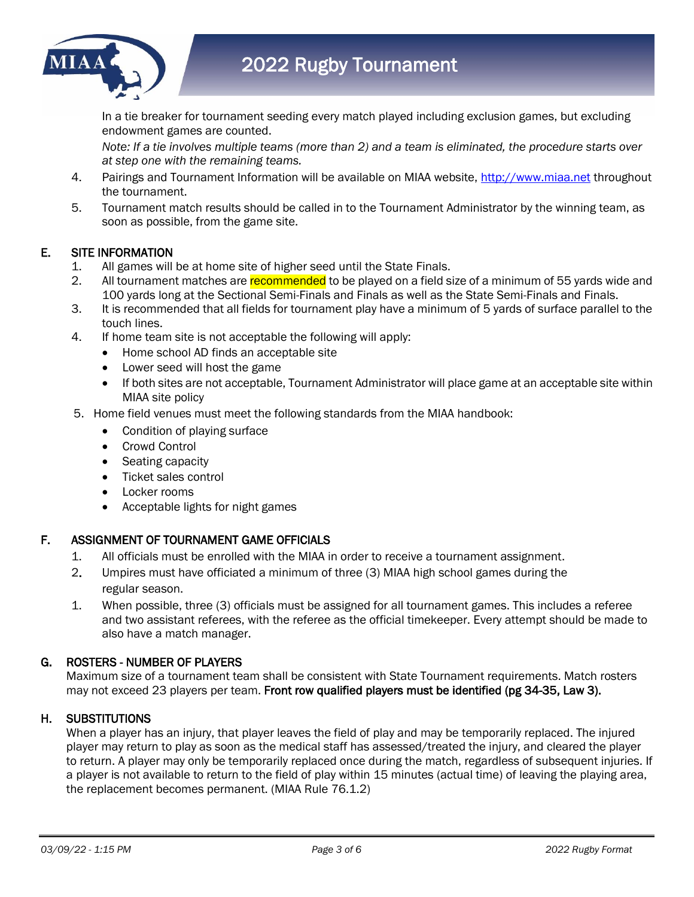In a tie breaker for tournament seeding every match played including exclusion games, but excluding endowment games are counted.

*Note: If a tie involves multiple teams (more than 2) and a team is eliminated, the procedure starts over at step one with the remaining teams.*

4. Pairings and Tournament Information will be available on MIAA website, http://www.miaa.net throughout the tournament.
5. Tournament match results should be called in to the Tournament Administrator by the winning team, as soon as possible, from the game site.

## E. SITE INFORMATION

1. All games will be at home site of higher seed until the State Finals.
2. All tournament matches are recommended to be played on a field size of a minimum of 55 yards wide and 100 yards long at the Sectional Semi-Finals and Finals as well as the State Semi-Finals and Finals.
3. It is recommended that all fields for tournament play have a minimum of 5 yards of surface parallel to the touch lines.
4. If home team site is not acceptable the following will apply:
   - Home school AD finds an acceptable site
   - Lower seed will host the game
   - If both sites are not acceptable, Tournament Administrator will place game at an acceptable site within MIAA site policy
5. Home field venues must meet the following standards from the MIAA handbook:
   - Condition of playing surface
   - Crowd Control
   - Seating capacity
   - Ticket sales control
   - Locker rooms
   - Acceptable lights for night games

## F. ASSIGNMENT OF TOURNAMENT GAME OFFICIALS

1. All officials must be enrolled with the MIAA in order to receive a tournament assignment.
2. Umpires must have officiated a minimum of three (3) MIAA high school games during the regular season.
1. When possible, three (3) officials must be assigned for all tournament games. This includes a referee and two assistant referees, with the referee as the official timekeeper. Every attempt should be made to also have a match manager.

## G. ROSTERS - NUMBER OF PLAYERS

Maximum size of a tournament team shall be consistent with State Tournament requirements. Match rosters may not exceed 23 players per team. **Front row qualified players must be identified (pg 34-35, Law 3).**

## H. SUBSTITUTIONS

When a player has an injury, that player leaves the field of play and may be temporarily replaced. The injured player may return to play as soon as the medical staff has assessed/treated the injury, and cleared the player to return. A player may only be temporarily replaced once during the match, regardless of subsequent injuries. If a player is not available to return to the field of play within 15 minutes (actual time) of leaving the playing area, the replacement becomes permanent. (MIAA Rule 76.1.2)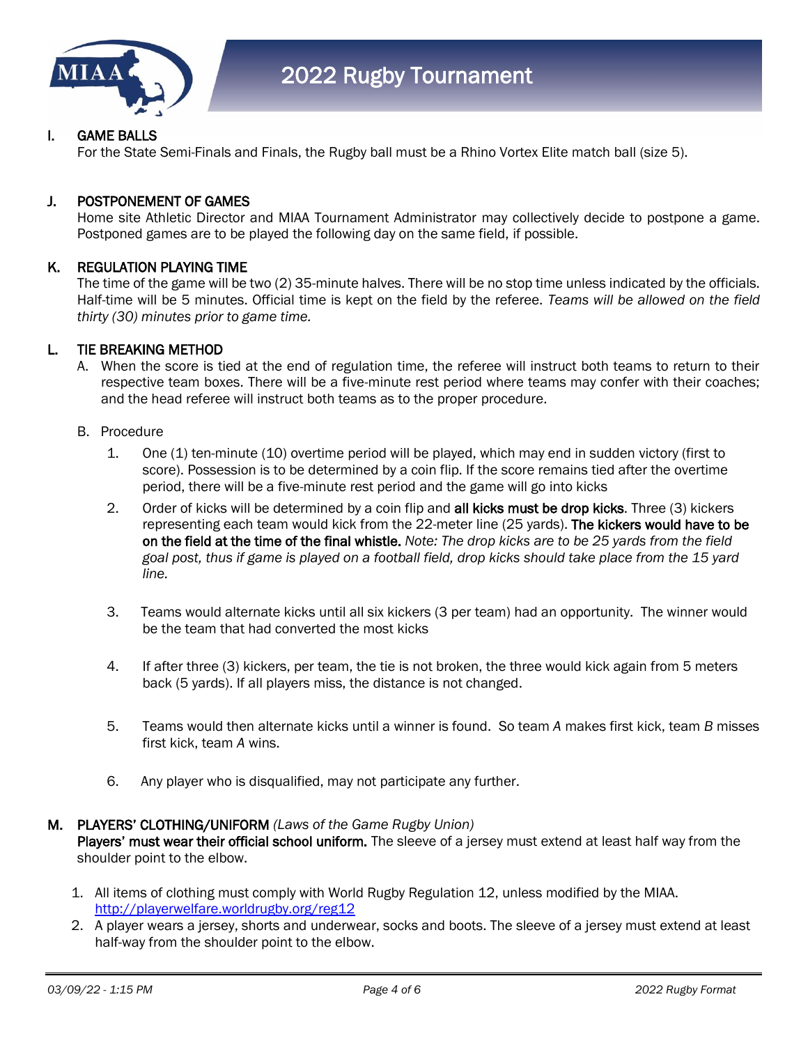## I. GAME BALLS

For the State Semi-Finals and Finals, the Rugby ball must be a Rhino Vortex Elite match ball (size 5).

## J. POSTPONEMENT OF GAMES

Home site Athletic Director and MIAA Tournament Administrator may collectively decide to postpone a game. Postponed games are to be played the following day on the same field, if possible.

## K. REGULATION PLAYING TIME

The time of the game will be two (2) 35-minute halves. There will be no stop time unless indicated by the officials. Half-time will be 5 minutes. Official time is kept on the field by the referee. *Teams will be allowed on the field thirty (30) minutes prior to game time.*

## L. TIE BREAKING METHOD

A. When the score is tied at the end of regulation time, the referee will instruct both teams to return to their respective team boxes. There will be a five-minute rest period where teams may confer with their coaches; and the head referee will instruct both teams as to the proper procedure.

B. Procedure

1. One (1) ten-minute (10) overtime period will be played, which may end in sudden victory (first to score). Possession is to be determined by a coin flip. If the score remains tied after the overtime period, there will be a five-minute rest period and the game will go into kicks

2. Order of kicks will be determined by a coin flip and **all kicks must be drop kicks**. Three (3) kickers representing each team would kick from the 22-meter line (25 yards). **The kickers would have to be on the field at the time of the final whistle.** *Note: The drop kicks are to be 25 yards from the field goal post, thus if game is played on a football field, drop kicks should take place from the 15 yard line.*

3. Teams would alternate kicks until all six kickers (3 per team) had an opportunity. The winner would be the team that had converted the most kicks

4. If after three (3) kickers, per team, the tie is not broken, the three would kick again from 5 meters back (5 yards). If all players miss, the distance is not changed.

5. Teams would then alternate kicks until a winner is found. So team *A* makes first kick, team *B* misses first kick, team *A* wins.

6. Any player who is disqualified, may not participate any further.

## M. PLAYERS' CLOTHING/UNIFORM *(Laws of the Game Rugby Union)*

**Players' must wear their official school uniform.** The sleeve of a jersey must extend at least half way from the shoulder point to the elbow.

1. All items of clothing must comply with World Rugby Regulation 12, unless modified by the MIAA. [http://playerwelfare.worldrugby.org/reg12](http://playerwelfare.worldrugby.org/reg12)
2. A player wears a jersey, shorts and underwear, socks and boots. The sleeve of a jersey must extend at least half-way from the shoulder point to the elbow.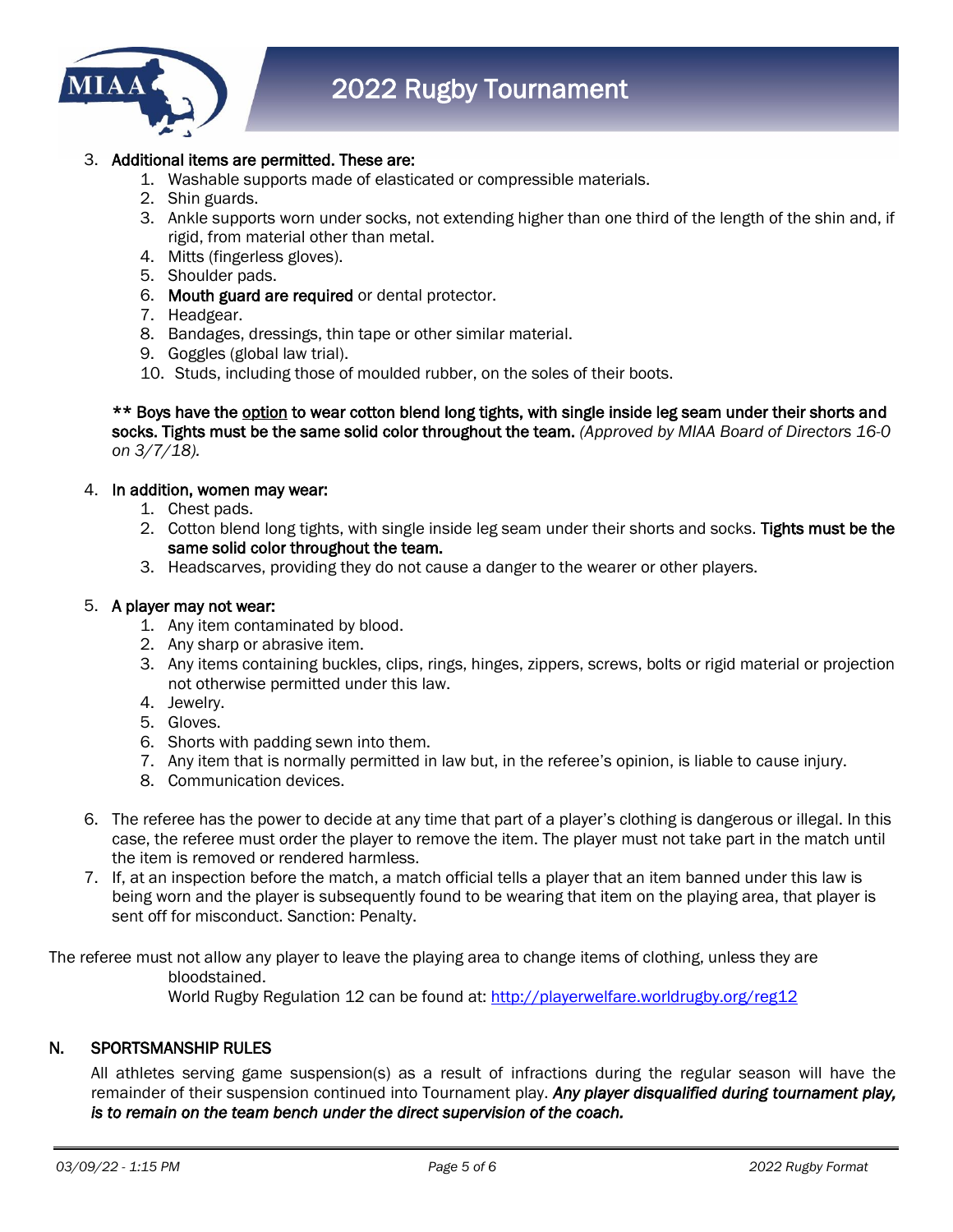3. **Additional items are permitted. These are:**
    1. Washable supports made of elasticated or compressible materials.
    2. Shin guards.
    3. Ankle supports worn under socks, not extending higher than one third of the length of the shin and, if rigid, from material other than metal.
    4. Mitts (fingerless gloves).
    5. Shoulder pads.
    6. **Mouth guard are required** or dental protector.
    7. Headgear.
    8. Bandages, dressings, thin tape or other similar material.
    9. Goggles (global law trial).
    10. Studs, including those of moulded rubber, on the soles of their boots.

    **\*\* Boys have the <u>option</u> to wear cotton blend long tights, with single inside leg seam under their shorts and socks. Tights must be the same solid color throughout the team.** *(Approved by MIAA Board of Directors 16-0 on 3/7/18).*

4. **In addition, women may wear:**
    1. Chest pads.
    2. Cotton blend long tights, with single inside leg seam under their shorts and socks. **Tights must be the same solid color throughout the team.**
    3. Headscarves, providing they do not cause a danger to the wearer or other players.

5. **A player may not wear:**
    1. Any item contaminated by blood.
    2. Any sharp or abrasive item.
    3. Any items containing buckles, clips, rings, hinges, zippers, screws, bolts or rigid material or projection not otherwise permitted under this law.
    4. Jewelry.
    5. Gloves.
    6. Shorts with padding sewn into them.
    7. Any item that is normally permitted in law but, in the referee's opinion, is liable to cause injury.
    8. Communication devices.

6. The referee has the power to decide at any time that part of a player's clothing is dangerous or illegal. In this case, the referee must order the player to remove the item. The player must not take part in the match until the item is removed or rendered harmless.
7. If, at an inspection before the match, a match official tells a player that an item banned under this law is being worn and the player is subsequently found to be wearing that item on the playing area, that player is sent off for misconduct. Sanction: Penalty.

The referee must not allow any player to leave the playing area to change items of clothing, unless they are bloodstained.

World Rugby Regulation 12 can be found at: [http://playerwelfare.worldrugby.org/reg12](http://playerwelfare.worldrugby.org/reg12)

## N. SPORTSMANSHIP RULES

All athletes serving game suspension(s) as a result of infractions during the regular season will have the remainder of their suspension continued into Tournament play. ***Any player disqualified during tournament play, is to remain on the team bench under the direct supervision of the coach.***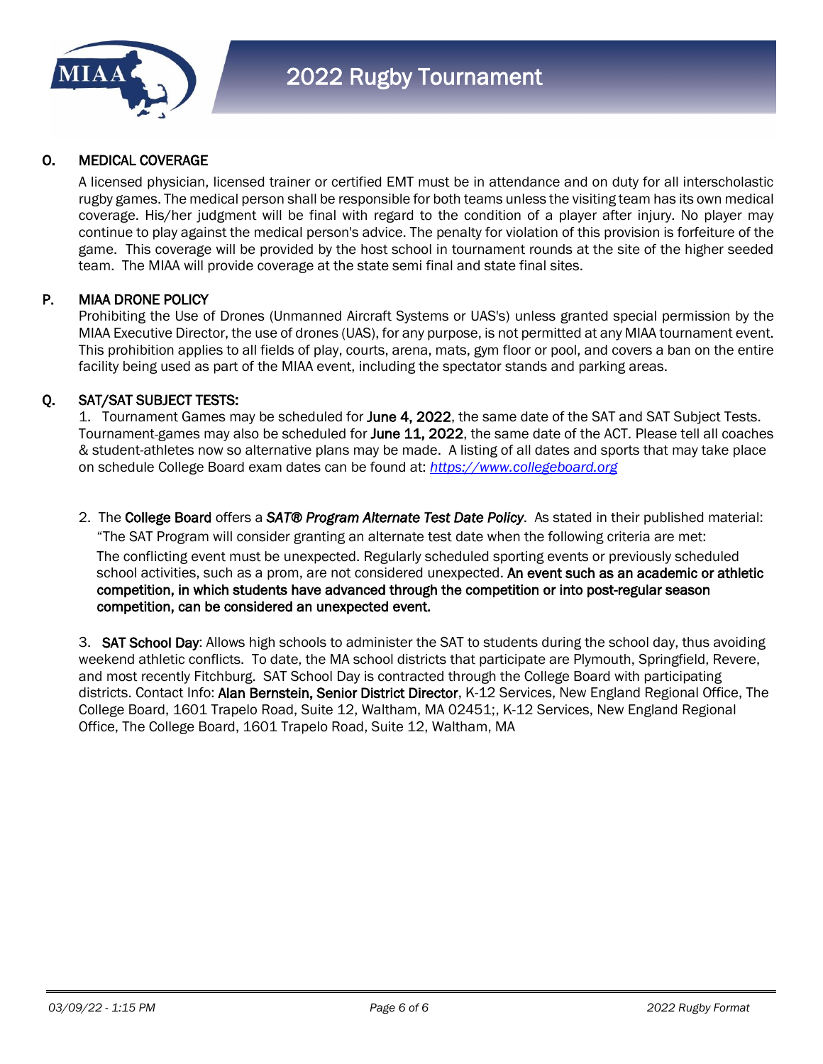## O. MEDICAL COVERAGE

A licensed physician, licensed trainer or certified EMT must be in attendance and on duty for all interscholastic rugby games. The medical person shall be responsible for both teams unless the visiting team has its own medical coverage. His/her judgment will be final with regard to the condition of a player after injury. No player may continue to play against the medical person's advice. The penalty for violation of this provision is forfeiture of the game. This coverage will be provided by the host school in tournament rounds at the site of the higher seeded team. The MIAA will provide coverage at the state semi final and state final sites.

## P. MIAA DRONE POLICY

Prohibiting the Use of Drones (Unmanned Aircraft Systems or UAS's) unless granted special permission by the MIAA Executive Director, the use of drones (UAS), for any purpose, is not permitted at any MIAA tournament event. This prohibition applies to all fields of play, courts, arena, mats, gym floor or pool, and covers a ban on the entire facility being used as part of the MIAA event, including the spectator stands and parking areas.

## Q. SAT/SAT SUBJECT TESTS:

1. Tournament Games may be scheduled for **June 4, 2022**, the same date of the SAT and SAT Subject Tests. Tournament-games may also be scheduled for **June 11, 2022**, the same date of the ACT. Please tell all coaches & student-athletes now so alternative plans may be made. A listing of all dates and sports that may take place on schedule College Board exam dates can be found at: *[https://www.collegeboard.org](https://www.collegeboard.org)*

2. The **College Board** offers a ***SAT® Program Alternate Test Date Policy***. As stated in their published material: "The SAT Program will consider granting an alternate test date when the following criteria are met:

   The conflicting event must be unexpected. Regularly scheduled sporting events or previously scheduled school activities, such as a prom, are not considered unexpected. **An event such as an academic or athletic competition, in which students have advanced through the competition or into post-regular season competition, can be considered an unexpected event.**

3. **SAT School Day**: Allows high schools to administer the SAT to students during the school day, thus avoiding weekend athletic conflicts. To date, the MA school districts that participate are Plymouth, Springfield, Revere, and most recently Fitchburg. SAT School Day is contracted through the College Board with participating districts. Contact Info: **Alan Bernstein, Senior District Director**, K-12 Services, New England Regional Office, The College Board, 1601 Trapelo Road, Suite 12, Waltham, MA 02451;, K-12 Services, New England Regional Office, The College Board, 1601 Trapelo Road, Suite 12, Waltham, MA